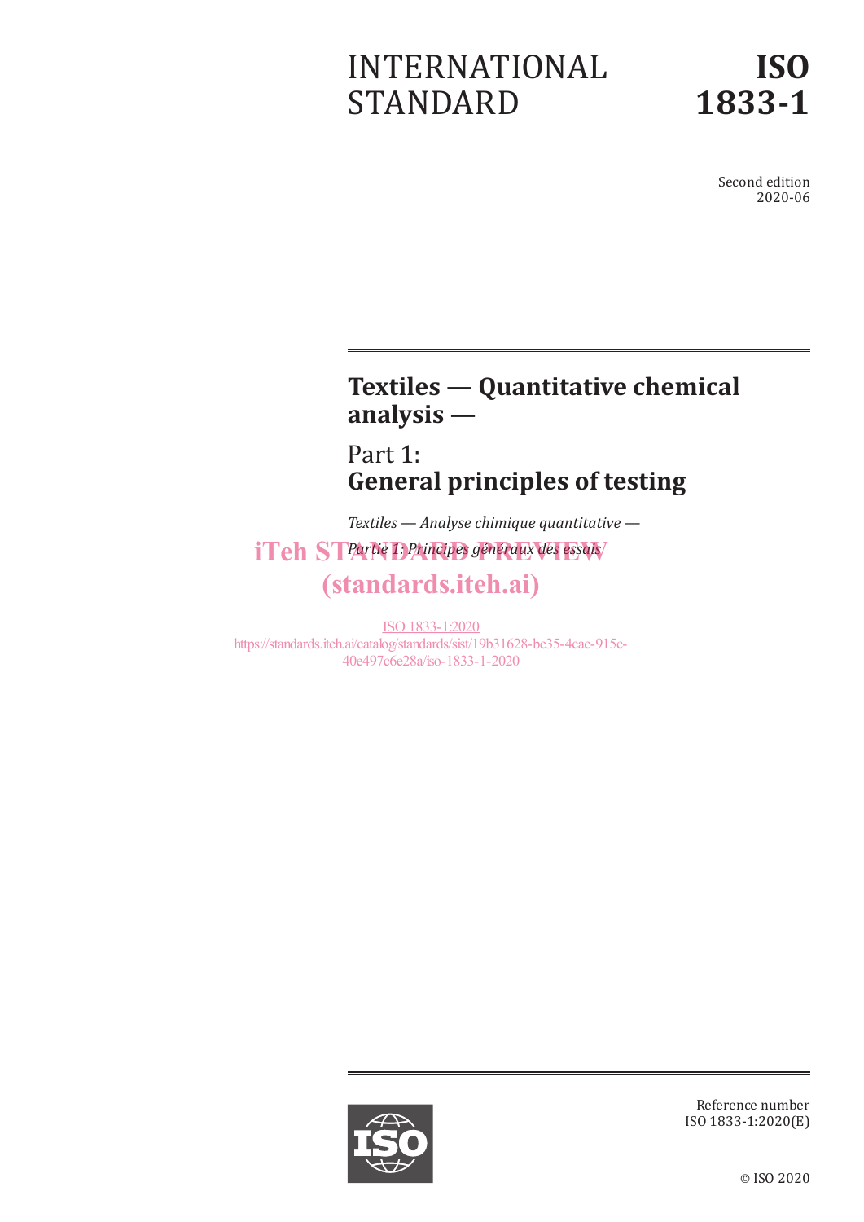INTERNATIONAL STANDARD

**ISO 1833-1**

Second edition
2020-06

# Textiles — Quantitative chemical analysis —

## Part 1: General principles of testing

*Textiles — Analyse chimique quantitative —*

*Partie 1: Principes généraux des essais*

iTeh STANDARD PREVIEW
(standards.iteh.ai)

ISO 1833-1:2020
https://standards.iteh.ai/catalog/standards/sist/19b31628-be35-4cae-915c-40e497c6e28a/iso-1833-1-2020

Reference number
ISO 1833-1:2020(E)

© ISO 2020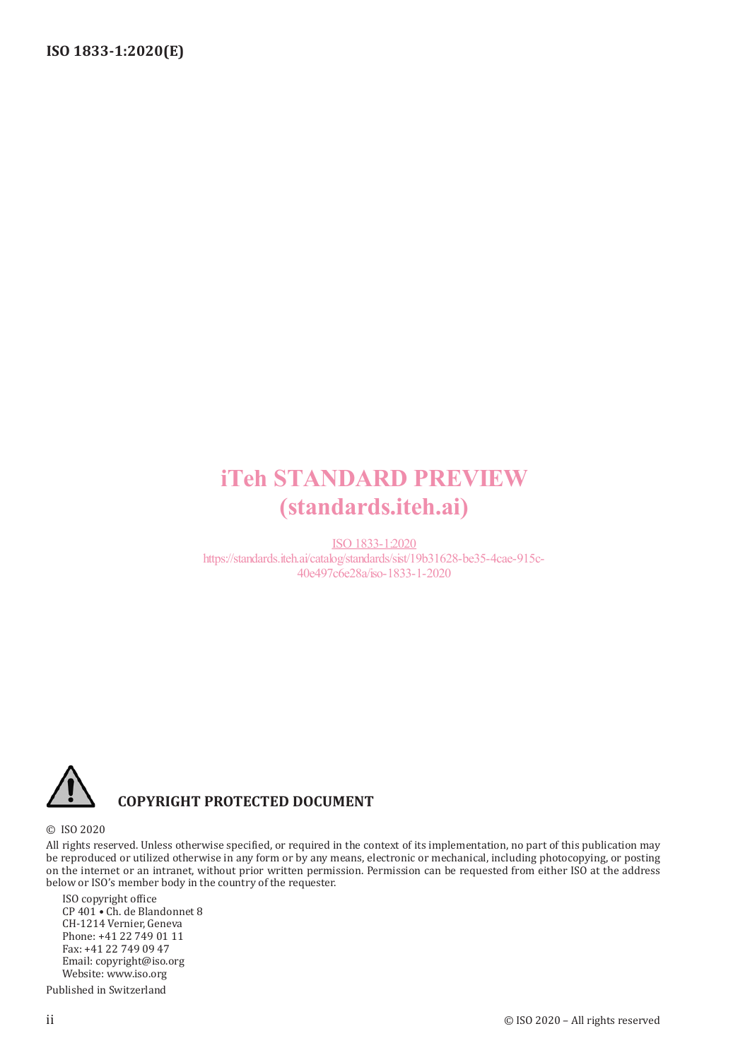iTeh STANDARD PREVIEW
(standards.iteh.ai)

ISO 1833-1:2020
https://standards.iteh.ai/catalog/standards/sist/19b31628-be35-4cae-915c-40e497c6e28a/iso-1833-1-2020

**COPYRIGHT PROTECTED DOCUMENT**

© ISO 2020

All rights reserved. Unless otherwise specified, or required in the context of its implementation, no part of this publication may be reproduced or utilized otherwise in any form or by any means, electronic or mechanical, including photocopying, or posting on the internet or an intranet, without prior written permission. Permission can be requested from either ISO at the address below or ISO's member body in the country of the requester.

ISO copyright office
CP 401 • Ch. de Blandonnet 8
CH-1214 Vernier, Geneva
Phone: +41 22 749 01 11
Fax: +41 22 749 09 47
Email: copyright@iso.org
Website: www.iso.org

Published in Switzerland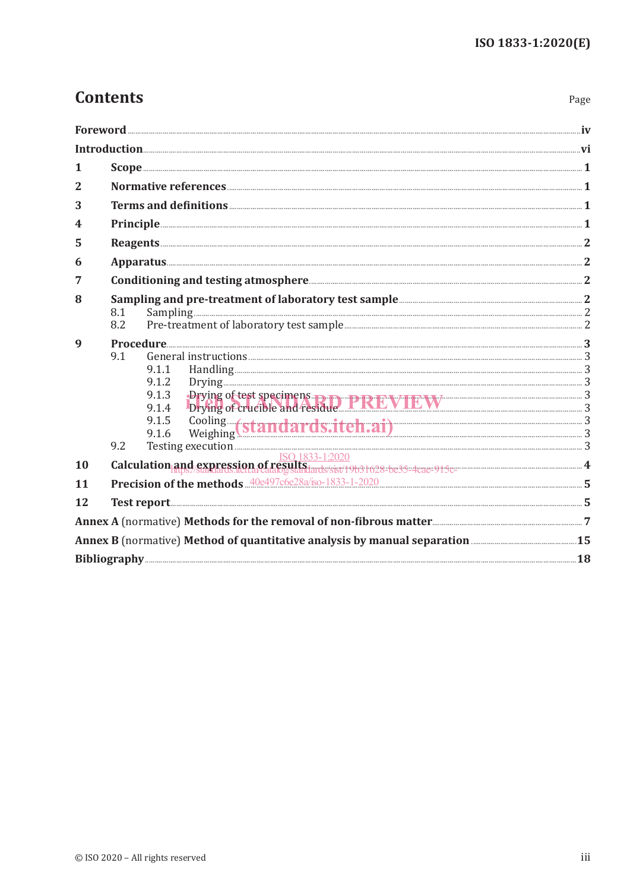# Contents

Page

Foreword iv
Introduction vi
1 Scope 1
2 Normative references 1
3 Terms and definitions 1
4 Principle 1
5 Reagents 2
6 Apparatus 2
7 Conditioning and testing atmosphere 2
8 Sampling and pre-treatment of laboratory test sample 2
  8.1 Sampling 2
  8.2 Pre-treatment of laboratory test sample 2
9 Procedure 3
  9.1 General instructions 3
    9.1.1 Handling 3
    9.1.2 Drying 3
    9.1.3 Drying of test specimens 3
    9.1.4 Drying of crucible and residue 3
    9.1.5 Cooling 3
    9.1.6 Weighing 3
  9.2 Testing execution 3
10 Calculation and expression of results 4
11 Precision of the methods 5
12 Test report 5
Annex A (normative) Methods for the removal of non-fibrous matter 7
Annex B (normative) Method of quantitative analysis by manual separation 15
Bibliography 18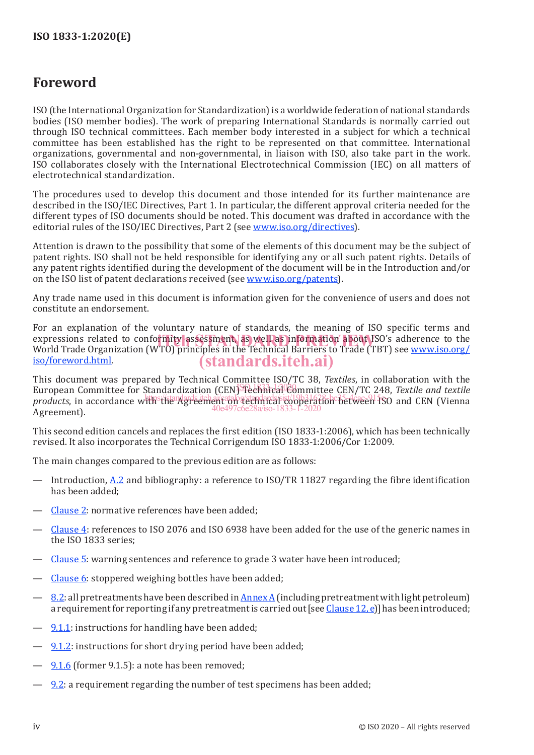# Foreword

ISO (the International Organization for Standardization) is a worldwide federation of national standards bodies (ISO member bodies). The work of preparing International Standards is normally carried out through ISO technical committees. Each member body interested in a subject for which a technical committee has been established has the right to be represented on that committee. International organizations, governmental and non-governmental, in liaison with ISO, also take part in the work. ISO collaborates closely with the International Electrotechnical Commission (IEC) on all matters of electrotechnical standardization.

The procedures used to develop this document and those intended for its further maintenance are described in the ISO/IEC Directives, Part 1. In particular, the different approval criteria needed for the different types of ISO documents should be noted. This document was drafted in accordance with the editorial rules of the ISO/IEC Directives, Part 2 (see www.iso.org/directives).

Attention is drawn to the possibility that some of the elements of this document may be the subject of patent rights. ISO shall not be held responsible for identifying any or all such patent rights. Details of any patent rights identified during the development of the document will be in the Introduction and/or on the ISO list of patent declarations received (see www.iso.org/patents).

Any trade name used in this document is information given for the convenience of users and does not constitute an endorsement.

For an explanation of the voluntary nature of standards, the meaning of ISO specific terms and expressions related to conformity assessment, as well as information about ISO's adherence to the World Trade Organization (WTO) principles in the Technical Barriers to Trade (TBT) see www.iso.org/iso/foreword.html.

This document was prepared by Technical Committee ISO/TC 38, *Textiles*, in collaboration with the European Committee for Standardization (CEN) Technical Committee CEN/TC 248, *Textile and textile products*, in accordance with the Agreement on technical cooperation between ISO and CEN (Vienna Agreement).

This second edition cancels and replaces the first edition (ISO 1833-1:2006), which has been technically revised. It also incorporates the Technical Corrigendum ISO 1833-1:2006/Cor 1:2009.

The main changes compared to the previous edition are as follows:

— Introduction, A.2 and bibliography: a reference to ISO/TR 11827 regarding the fibre identification has been added;

— Clause 2: normative references have been added;

— Clause 4: references to ISO 2076 and ISO 6938 have been added for the use of the generic names in the ISO 1833 series;

— Clause 5: warning sentences and reference to grade 3 water have been introduced;

— Clause 6: stoppered weighing bottles have been added;

— 8.2: all pretreatments have been described in Annex A (including pretreatment with light petroleum) a requirement for reporting if any pretreatment is carried out [see Clause 12, e)] has been introduced;

— 9.1.1: instructions for handling have been added;

— 9.1.2: instructions for short drying period have been added;

— 9.1.6 (former 9.1.5): a note has been removed;

— 9.2: a requirement regarding the number of test specimens has been added;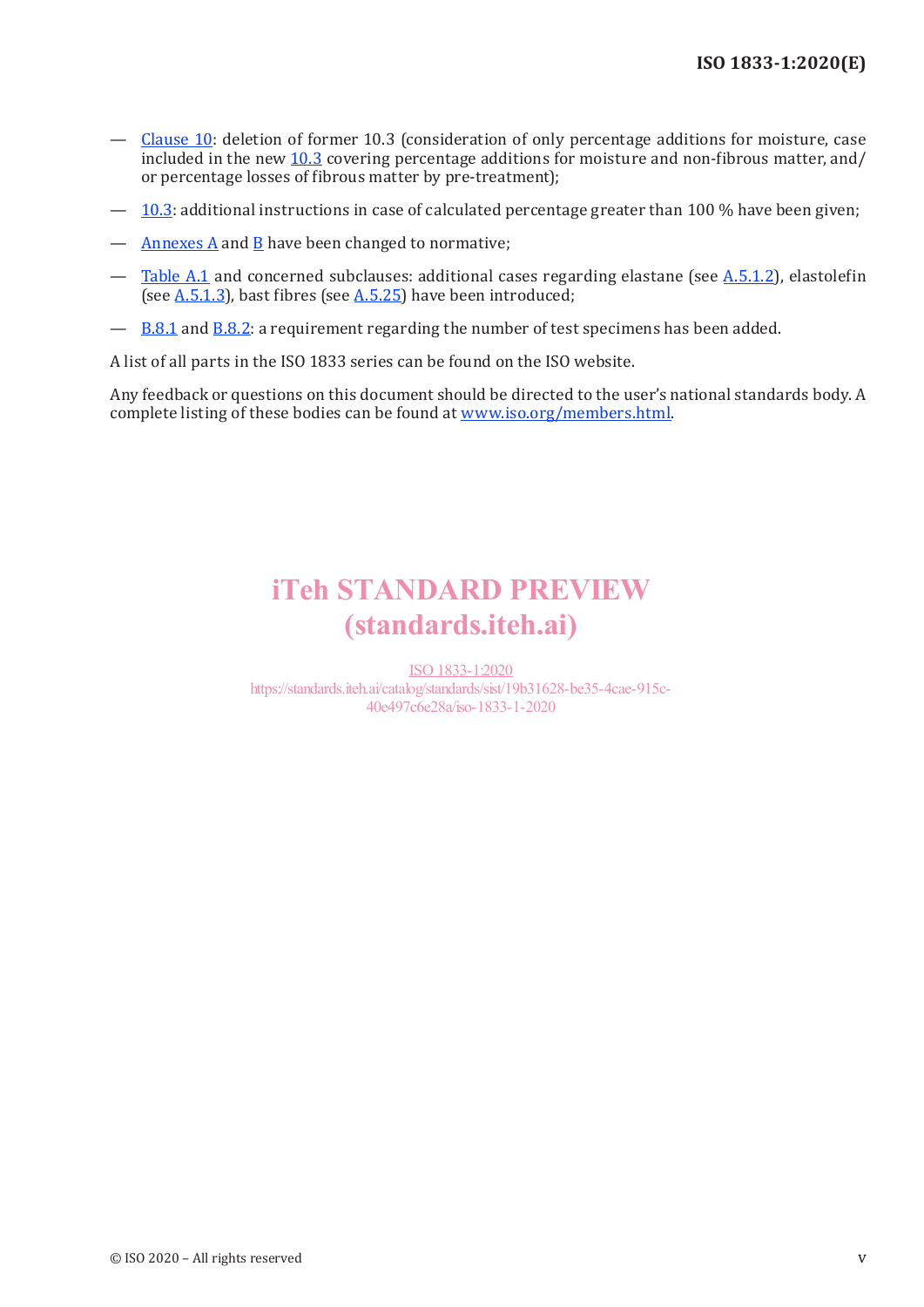- Clause 10: deletion of former 10.3 (consideration of only percentage additions for moisture, case included in the new 10.3 covering percentage additions for moisture and non-fibrous matter, and/or percentage losses of fibrous matter by pre-treatment);
- 10.3: additional instructions in case of calculated percentage greater than 100 % have been given;
- Annexes A and B have been changed to normative;
- Table A.1 and concerned subclauses: additional cases regarding elastane (see A.5.1.2), elastolefin (see A.5.1.3), bast fibres (see A.5.25) have been introduced;
- B.8.1 and B.8.2: a requirement regarding the number of test specimens has been added.

A list of all parts in the ISO 1833 series can be found on the ISO website.

Any feedback or questions on this document should be directed to the user's national standards body. A complete listing of these bodies can be found at www.iso.org/members.html.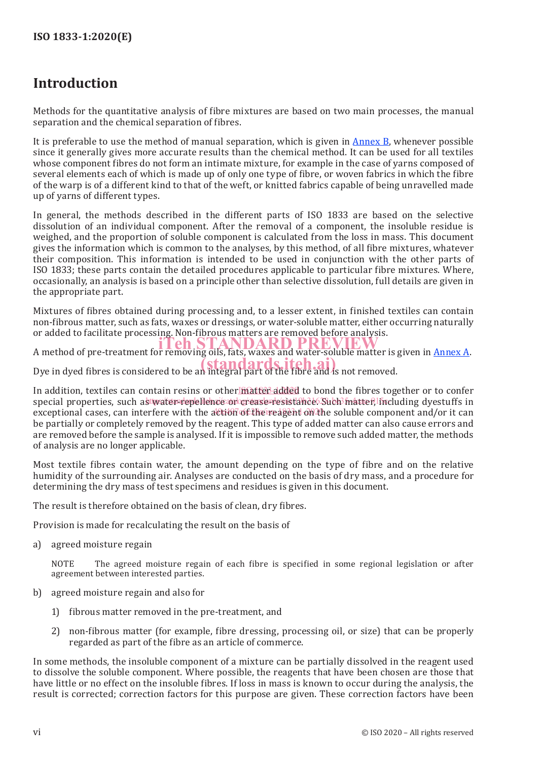## Introduction

Methods for the quantitative analysis of fibre mixtures are based on two main processes, the manual separation and the chemical separation of fibres.

It is preferable to use the method of manual separation, which is given in Annex B, whenever possible since it generally gives more accurate results than the chemical method. It can be used for all textiles whose component fibres do not form an intimate mixture, for example in the case of yarns composed of several elements each of which is made up of only one type of fibre, or woven fabrics in which the fibre of the warp is of a different kind to that of the weft, or knitted fabrics capable of being unravelled made up of yarns of different types.

In general, the methods described in the different parts of ISO 1833 are based on the selective dissolution of an individual component. After the removal of a component, the insoluble residue is weighed, and the proportion of soluble component is calculated from the loss in mass. This document gives the information which is common to the analyses, by this method, of all fibre mixtures, whatever their composition. This information is intended to be used in conjunction with the other parts of ISO 1833; these parts contain the detailed procedures applicable to particular fibre mixtures. Where, occasionally, an analysis is based on a principle other than selective dissolution, full details are given in the appropriate part.

Mixtures of fibres obtained during processing and, to a lesser extent, in finished textiles can contain non-fibrous matter, such as fats, waxes or dressings, or water-soluble matter, either occurring naturally or added to facilitate processing. Non-fibrous matters are removed before analysis.

A method of pre-treatment for removing oils, fats, waxes and water-soluble matter is given in Annex A.

Dye in dyed fibres is considered to be an integral part of the fibre and is not removed.

In addition, textiles can contain resins or other matter added to bond the fibres together or to confer special properties, such as water-repellence or crease-resistance. Such matter, including dyestuffs in exceptional cases, can interfere with the action of the reagent on the soluble component and/or it can be partially or completely removed by the reagent. This type of added matter can also cause errors and are removed before the sample is analysed. If it is impossible to remove such added matter, the methods of analysis are no longer applicable.

Most textile fibres contain water, the amount depending on the type of fibre and on the relative humidity of the surrounding air. Analyses are conducted on the basis of dry mass, and a procedure for determining the dry mass of test specimens and residues is given in this document.

The result is therefore obtained on the basis of clean, dry fibres.

Provision is made for recalculating the result on the basis of

a) agreed moisture regain

   NOTE The agreed moisture regain of each fibre is specified in some regional legislation or after agreement between interested parties.

b) agreed moisture regain and also for

   1) fibrous matter removed in the pre-treatment, and

   2) non-fibrous matter (for example, fibre dressing, processing oil, or size) that can be properly regarded as part of the fibre as an article of commerce.

In some methods, the insoluble component of a mixture can be partially dissolved in the reagent used to dissolve the soluble component. Where possible, the reagents that have been chosen are those that have little or no effect on the insoluble fibres. If loss in mass is known to occur during the analysis, the result is corrected; correction factors for this purpose are given. These correction factors have been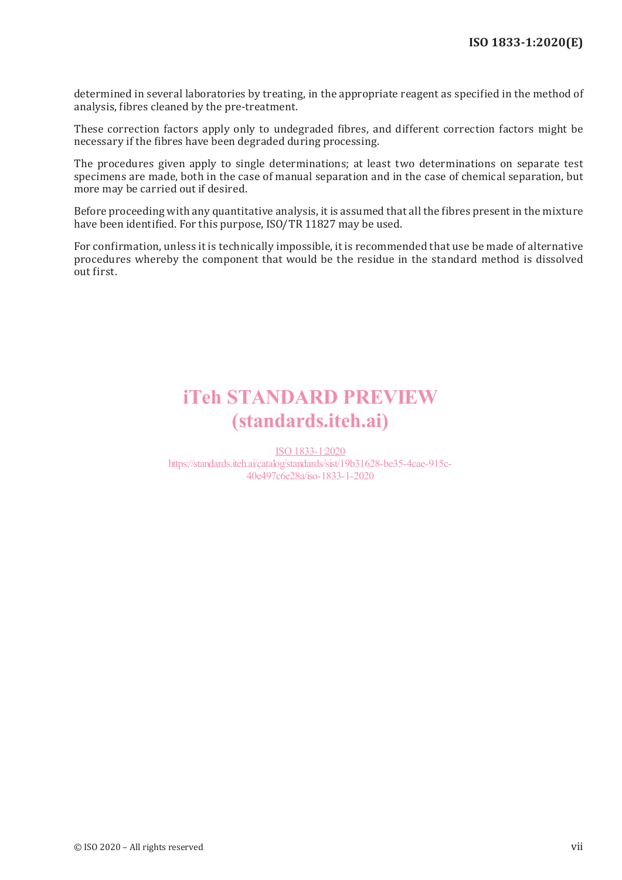determined in several laboratories by treating, in the appropriate reagent as specified in the method of analysis, fibres cleaned by the pre-treatment.

These correction factors apply only to undegraded fibres, and different correction factors might be necessary if the fibres have been degraded during processing.

The procedures given apply to single determinations; at least two determinations on separate test specimens are made, both in the case of manual separation and in the case of chemical separation, but more may be carried out if desired.

Before proceeding with any quantitative analysis, it is assumed that all the fibres present in the mixture have been identified. For this purpose, ISO/TR 11827 may be used.

For confirmation, unless it is technically impossible, it is recommended that use be made of alternative procedures whereby the component that would be the residue in the standard method is dissolved out first.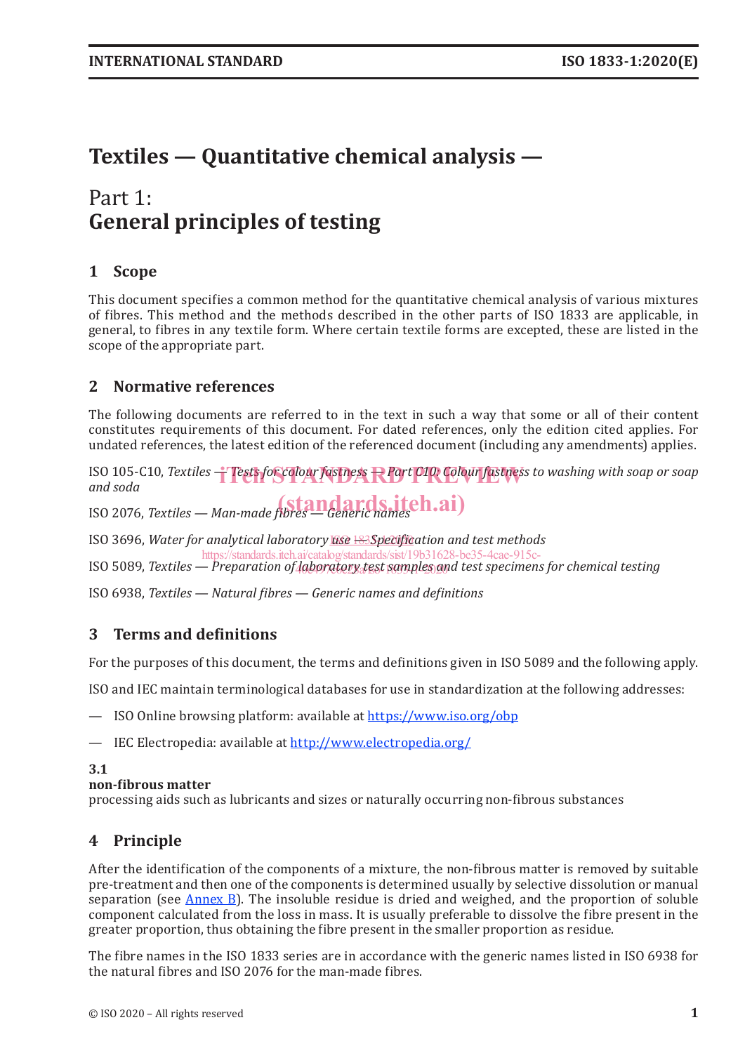# Textiles — Quantitative chemical analysis —

## Part 1:
## General principles of testing

### 1 Scope

This document specifies a common method for the quantitative chemical analysis of various mixtures of fibres. This method and the methods described in the other parts of ISO 1833 are applicable, in general, to fibres in any textile form. Where certain textile forms are excepted, these are listed in the scope of the appropriate part.

### 2 Normative references

The following documents are referred to in the text in such a way that some or all of their content constitutes requirements of this document. For dated references, only the edition cited applies. For undated references, the latest edition of the referenced document (including any amendments) applies.

ISO 105-C10, *Textiles — Tests for colour fastness — Part C10: Colour fastness to washing with soap or soap and soda*

ISO 2076, *Textiles — Man-made fibres — Generic names*

ISO 3696, *Water for analytical laboratory use — Specification and test methods*

ISO 5089, *Textiles — Preparation of laboratory test samples and test specimens for chemical testing*

ISO 6938, *Textiles — Natural fibres — Generic names and definitions*

### 3 Terms and definitions

For the purposes of this document, the terms and definitions given in ISO 5089 and the following apply.

ISO and IEC maintain terminological databases for use in standardization at the following addresses:

— ISO Online browsing platform: available at https://www.iso.org/obp

— IEC Electropedia: available at http://www.electropedia.org/

**3.1**
**non-fibrous matter**
processing aids such as lubricants and sizes or naturally occurring non-fibrous substances

### 4 Principle

After the identification of the components of a mixture, the non-fibrous matter is removed by suitable pre-treatment and then one of the components is determined usually by selective dissolution or manual separation (see Annex B). The insoluble residue is dried and weighed, and the proportion of soluble component calculated from the loss in mass. It is usually preferable to dissolve the fibre present in the greater proportion, thus obtaining the fibre present in the smaller proportion as residue.

The fibre names in the ISO 1833 series are in accordance with the generic names listed in ISO 6938 for the natural fibres and ISO 2076 for the man-made fibres.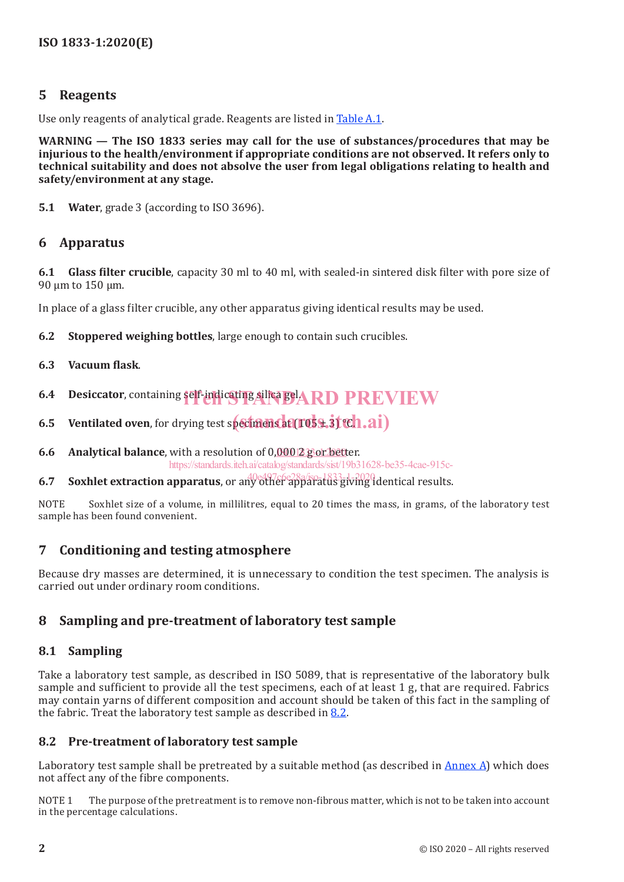## 5 Reagents

Use only reagents of analytical grade. Reagents are listed in Table A.1.

**WARNING — The ISO 1833 series may call for the use of substances/procedures that may be injurious to the health/environment if appropriate conditions are not observed. It refers only to technical suitability and does not absolve the user from legal obligations relating to health and safety/environment at any stage.**

**5.1 Water**, grade 3 (according to ISO 3696).

## 6 Apparatus

**6.1 Glass filter crucible**, capacity 30 ml to 40 ml, with sealed-in sintered disk filter with pore size of 90 µm to 150 µm.

In place of a glass filter crucible, any other apparatus giving identical results may be used.

**6.2 Stoppered weighing bottles**, large enough to contain such crucibles.

**6.3 Vacuum flask**.

**6.4 Desiccator**, containing self-indicating silica gel.

**6.5 Ventilated oven**, for drying test specimens at (105 ± 3) °C.

**6.6 Analytical balance**, with a resolution of 0,000 2 g or better.

**6.7 Soxhlet extraction apparatus**, or any other apparatus giving identical results.

NOTE Soxhlet size of a volume, in millilitres, equal to 20 times the mass, in grams, of the laboratory test sample has been found convenient.

## 7 Conditioning and testing atmosphere

Because dry masses are determined, it is unnecessary to condition the test specimen. The analysis is carried out under ordinary room conditions.

## 8 Sampling and pre-treatment of laboratory test sample

### 8.1 Sampling

Take a laboratory test sample, as described in ISO 5089, that is representative of the laboratory bulk sample and sufficient to provide all the test specimens, each of at least 1 g, that are required. Fabrics may contain yarns of different composition and account should be taken of this fact in the sampling of the fabric. Treat the laboratory test sample as described in 8.2.

### 8.2 Pre-treatment of laboratory test sample

Laboratory test sample shall be pretreated by a suitable method (as described in Annex A) which does not affect any of the fibre components.

NOTE 1 The purpose of the pretreatment is to remove non-fibrous matter, which is not to be taken into account in the percentage calculations.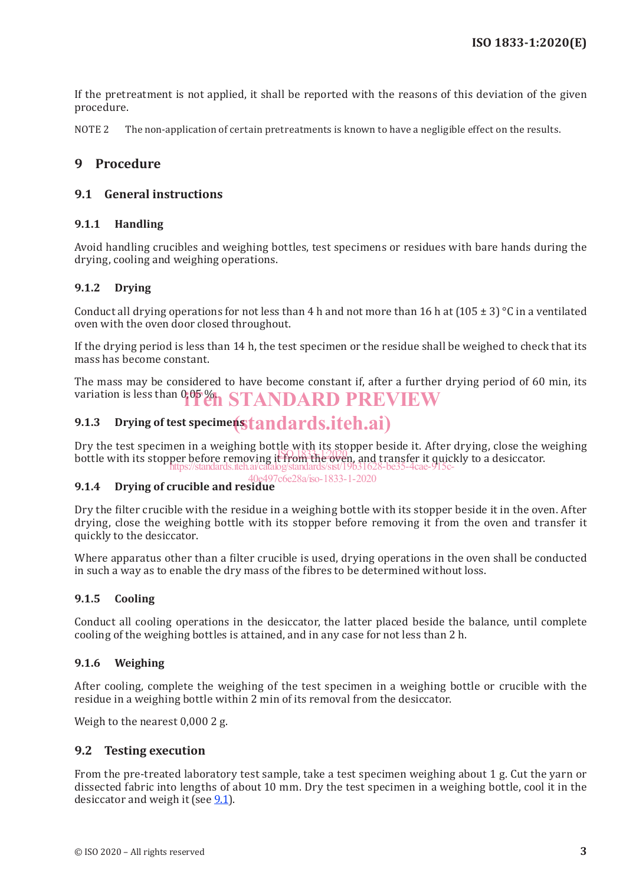If the pretreatment is not applied, it shall be reported with the reasons of this deviation of the given procedure.

NOTE 2 The non-application of certain pretreatments is known to have a negligible effect on the results.

## 9 Procedure

### 9.1 General instructions

#### 9.1.1 Handling

Avoid handling crucibles and weighing bottles, test specimens or residues with bare hands during the drying, cooling and weighing operations.

#### 9.1.2 Drying

Conduct all drying operations for not less than 4 h and not more than 16 h at (105 ± 3) °C in a ventilated oven with the oven door closed throughout.

If the drying period is less than 14 h, the test specimen or the residue shall be weighed to check that its mass has become constant.

The mass may be considered to have become constant if, after a further drying period of 60 min, its variation is less than 0,05 %.

#### 9.1.3 Drying of test specimens

Dry the test specimen in a weighing bottle with its stopper beside it. After drying, close the weighing bottle with its stopper before removing it from the oven, and transfer it quickly to a desiccator.

#### 9.1.4 Drying of crucible and residue

Dry the filter crucible with the residue in a weighing bottle with its stopper beside it in the oven. After drying, close the weighing bottle with its stopper before removing it from the oven and transfer it quickly to the desiccator.

Where apparatus other than a filter crucible is used, drying operations in the oven shall be conducted in such a way as to enable the dry mass of the fibres to be determined without loss.

#### 9.1.5 Cooling

Conduct all cooling operations in the desiccator, the latter placed beside the balance, until complete cooling of the weighing bottles is attained, and in any case for not less than 2 h.

#### 9.1.6 Weighing

After cooling, complete the weighing of the test specimen in a weighing bottle or crucible with the residue in a weighing bottle within 2 min of its removal from the desiccator.

Weigh to the nearest 0,000 2 g.

### 9.2 Testing execution

From the pre-treated laboratory test sample, take a test specimen weighing about 1 g. Cut the yarn or dissected fabric into lengths of about 10 mm. Dry the test specimen in a weighing bottle, cool it in the desiccator and weigh it (see 9.1).